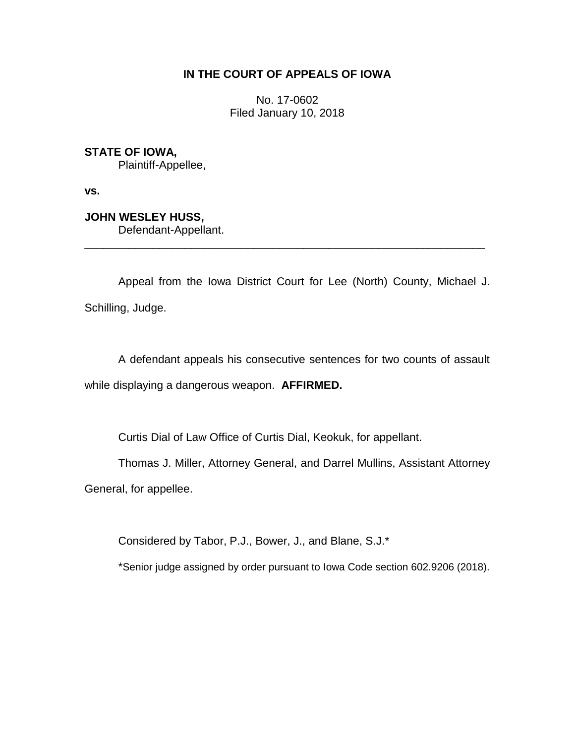**IN THE COURT OF APPEALS OF IOWA**

No. 17-0602
Filed January 10, 2018

**STATE OF IOWA,**
Plaintiff-Appellee,

**vs.**

**JOHN WESLEY HUSS,**
Defendant-Appellant.

---

Appeal from the Iowa District Court for Lee (North) County, Michael J. Schilling, Judge.

A defendant appeals his consecutive sentences for two counts of assault while displaying a dangerous weapon. **AFFIRMED.**

Curtis Dial of Law Office of Curtis Dial, Keokuk, for appellant.

Thomas J. Miller, Attorney General, and Darrel Mullins, Assistant Attorney General, for appellee.

Considered by Tabor, P.J., Bower, J., and Blane, S.J.*

*Senior judge assigned by order pursuant to Iowa Code section 602.9206 (2018).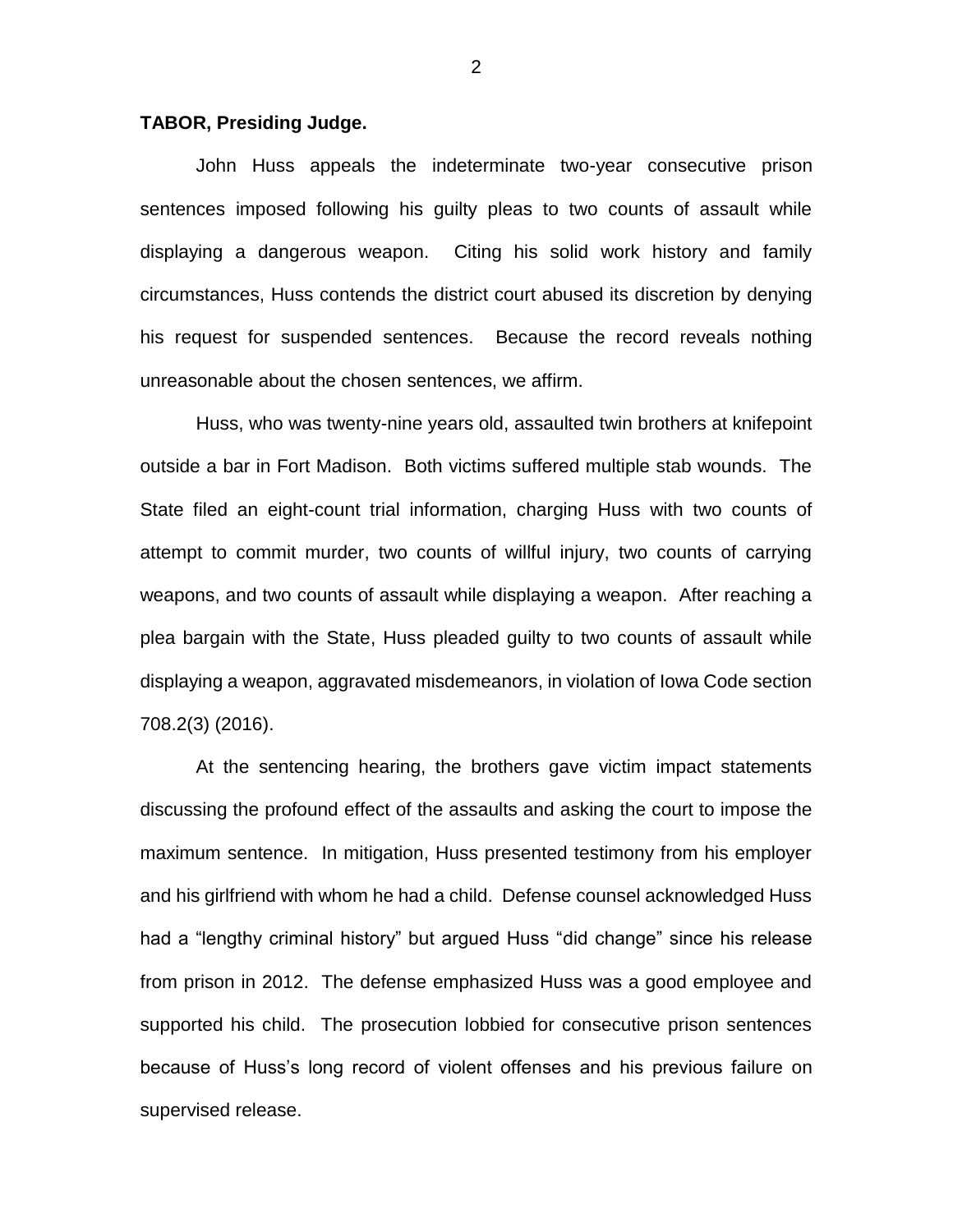**TABOR, Presiding Judge.**

John Huss appeals the indeterminate two-year consecutive prison sentences imposed following his guilty pleas to two counts of assault while displaying a dangerous weapon. Citing his solid work history and family circumstances, Huss contends the district court abused its discretion by denying his request for suspended sentences. Because the record reveals nothing unreasonable about the chosen sentences, we affirm.

Huss, who was twenty-nine years old, assaulted twin brothers at knifepoint outside a bar in Fort Madison. Both victims suffered multiple stab wounds. The State filed an eight-count trial information, charging Huss with two counts of attempt to commit murder, two counts of willful injury, two counts of carrying weapons, and two counts of assault while displaying a weapon. After reaching a plea bargain with the State, Huss pleaded guilty to two counts of assault while displaying a weapon, aggravated misdemeanors, in violation of Iowa Code section 708.2(3) (2016).

At the sentencing hearing, the brothers gave victim impact statements discussing the profound effect of the assaults and asking the court to impose the maximum sentence. In mitigation, Huss presented testimony from his employer and his girlfriend with whom he had a child. Defense counsel acknowledged Huss had a "lengthy criminal history" but argued Huss "did change" since his release from prison in 2012. The defense emphasized Huss was a good employee and supported his child. The prosecution lobbied for consecutive prison sentences because of Huss's long record of violent offenses and his previous failure on supervised release.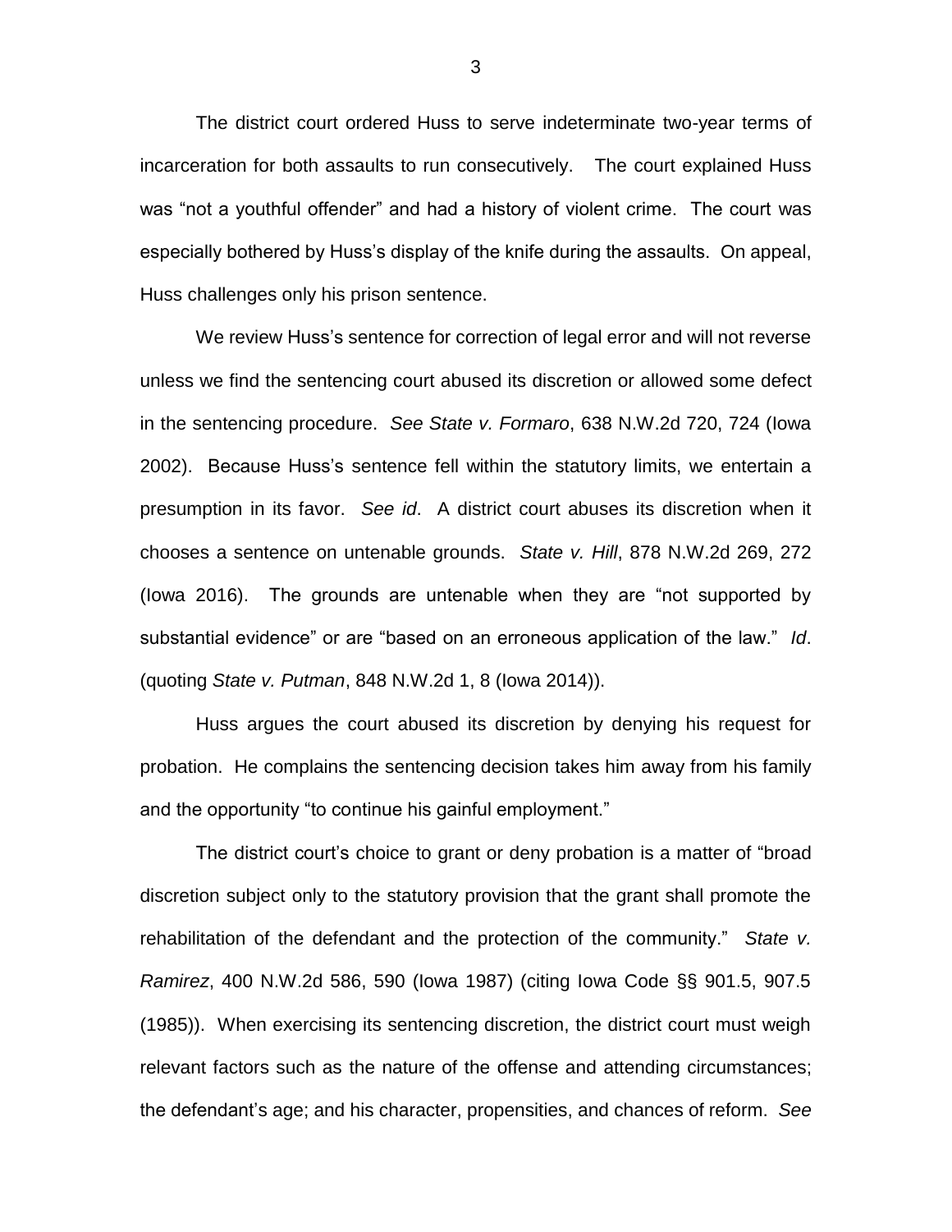The district court ordered Huss to serve indeterminate two-year terms of incarceration for both assaults to run consecutively. The court explained Huss was "not a youthful offender" and had a history of violent crime. The court was especially bothered by Huss's display of the knife during the assaults. On appeal, Huss challenges only his prison sentence.

We review Huss's sentence for correction of legal error and will not reverse unless we find the sentencing court abused its discretion or allowed some defect in the sentencing procedure. *See State v. Formaro*, 638 N.W.2d 720, 724 (Iowa 2002). Because Huss's sentence fell within the statutory limits, we entertain a presumption in its favor. *See id*. A district court abuses its discretion when it chooses a sentence on untenable grounds. *State v. Hill*, 878 N.W.2d 269, 272 (Iowa 2016). The grounds are untenable when they are "not supported by substantial evidence" or are "based on an erroneous application of the law." *Id*. (quoting *State v. Putman*, 848 N.W.2d 1, 8 (Iowa 2014)).

Huss argues the court abused its discretion by denying his request for probation. He complains the sentencing decision takes him away from his family and the opportunity "to continue his gainful employment."

The district court's choice to grant or deny probation is a matter of "broad discretion subject only to the statutory provision that the grant shall promote the rehabilitation of the defendant and the protection of the community." *State v. Ramirez*, 400 N.W.2d 586, 590 (Iowa 1987) (citing Iowa Code §§ 901.5, 907.5 (1985)). When exercising its sentencing discretion, the district court must weigh relevant factors such as the nature of the offense and attending circumstances; the defendant's age; and his character, propensities, and chances of reform. *See*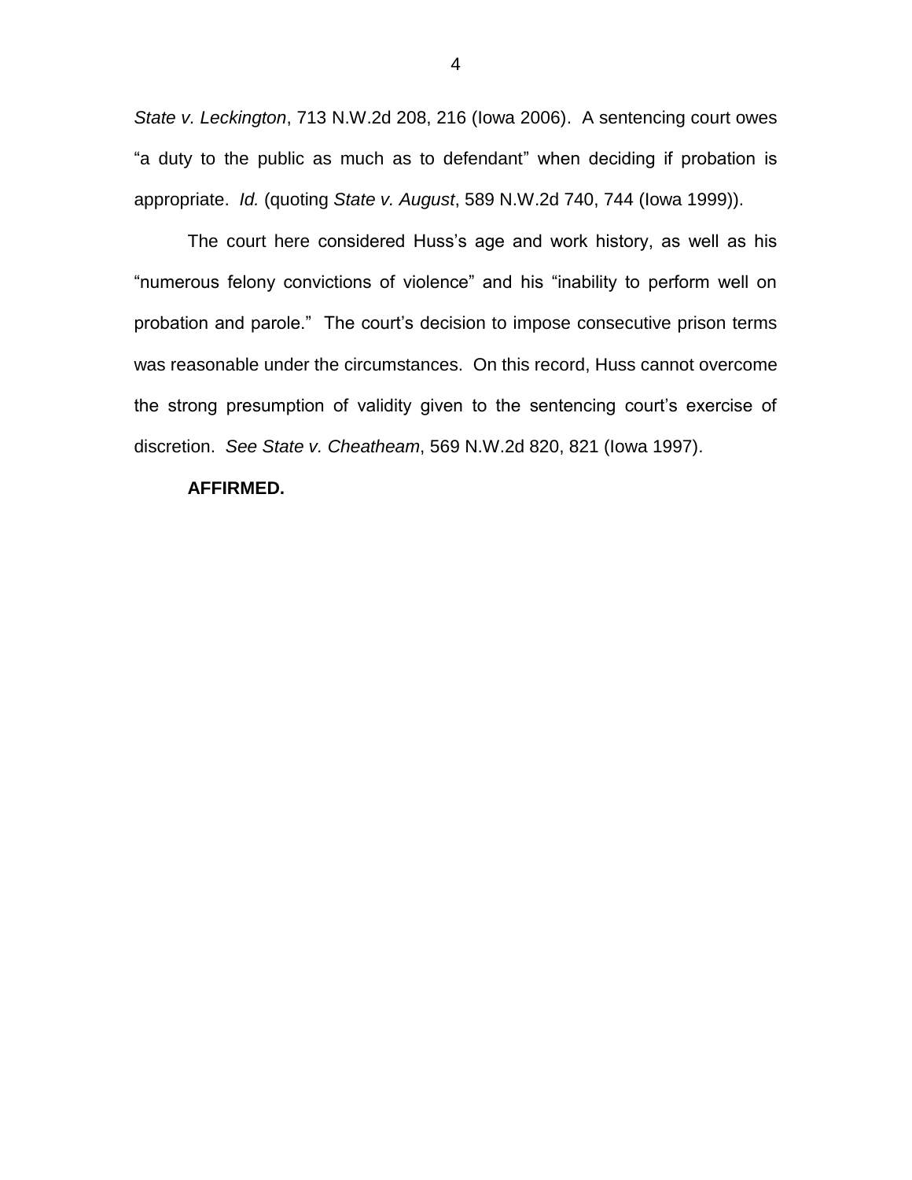*State v. Leckington*, 713 N.W.2d 208, 216 (Iowa 2006). A sentencing court owes "a duty to the public as much as to defendant" when deciding if probation is appropriate. *Id.* (quoting *State v. August*, 589 N.W.2d 740, 744 (Iowa 1999)).

The court here considered Huss's age and work history, as well as his "numerous felony convictions of violence" and his "inability to perform well on probation and parole." The court's decision to impose consecutive prison terms was reasonable under the circumstances. On this record, Huss cannot overcome the strong presumption of validity given to the sentencing court's exercise of discretion. *See State v. Cheatheam*, 569 N.W.2d 820, 821 (Iowa 1997).

**AFFIRMED.**